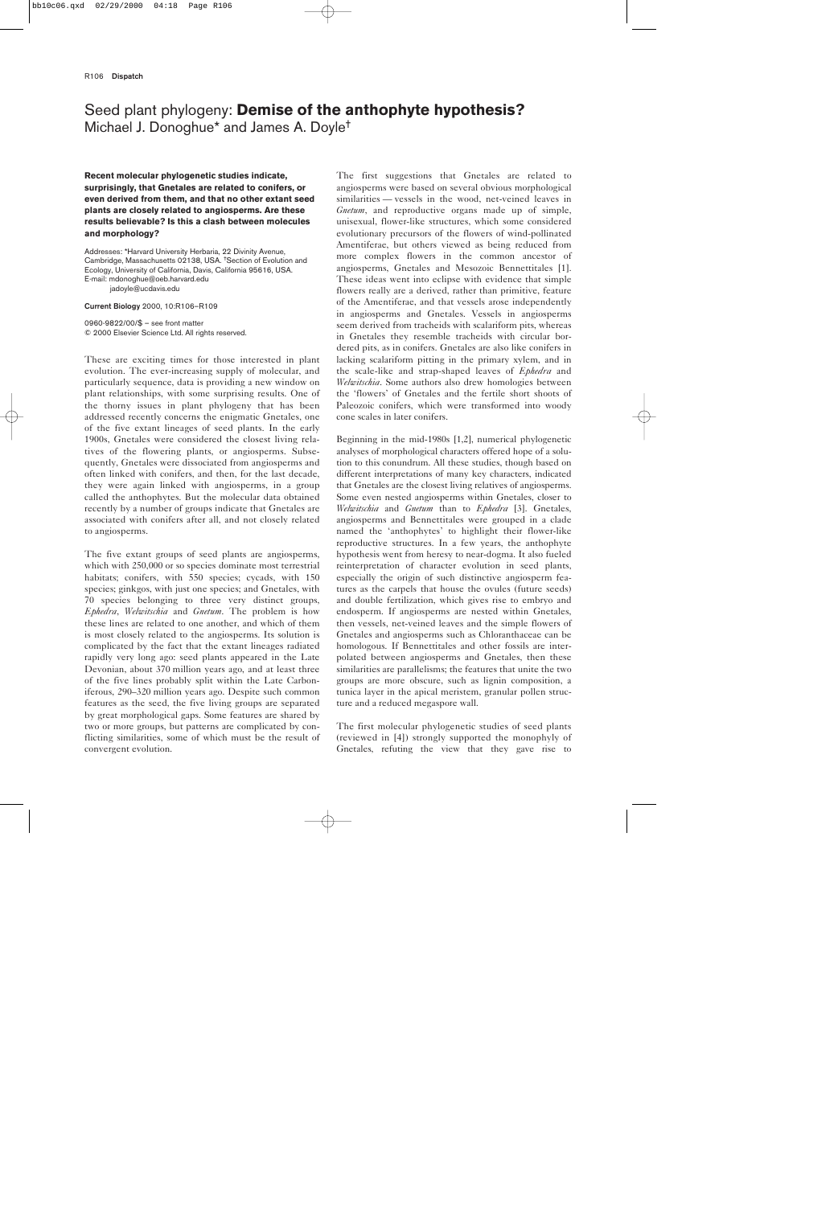# Seed plant phylogeny: **Demise of the anthophyte hypothesis?**

Michael J. Donoghue* and James A. Doyle†

**Recent molecular phylogenetic studies indicate, surprisingly, that Gnetales are related to conifers, or even derived from them, and that no other extant seed plants are closely related to angiosperms. Are these results believable? Is this a clash between molecules and morphology?**

Addresses: *Harvard University Herbaria, 22 Divinity Avenue, Cambridge, Massachusetts 02138, USA. †Section of Evolution and Ecology, University of California, Davis, California 95616, USA.
E-mail: mdonoghue@oeb.harvard.edu
jadoyle@ucdavis.edu

**Current Biology** 2000, 10:R106–R109

0960-9822/00/$ – see front matter
© 2000 Elsevier Science Ltd. All rights reserved.

These are exciting times for those interested in plant evolution. The ever-increasing supply of molecular, and particularly sequence, data is providing a new window on plant relationships, with some surprising results. One of the thorny issues in plant phylogeny that has been addressed recently concerns the enigmatic Gnetales, one of the five extant lineages of seed plants. In the early 1900s, Gnetales were considered the closest living relatives of the flowering plants, or angiosperms. Subsequently, Gnetales were dissociated from angiosperms and often linked with conifers, and then, for the last decade, they were again linked with angiosperms, in a group called the anthophytes. But the molecular data obtained recently by a number of groups indicate that Gnetales are associated with conifers after all, and not closely related to angiosperms.

The five extant groups of seed plants are angiosperms, which with 250,000 or so species dominate most terrestrial habitats; conifers, with 550 species; cycads, with 150 species; ginkgos, with just one species; and Gnetales, with 70 species belonging to three very distinct groups, *Ephedra*, *Welwitschia* and *Gnetum*. The problem is how these lines are related to one another, and which of them is most closely related to the angiosperms. Its solution is complicated by the fact that the extant lineages radiated rapidly very long ago: seed plants appeared in the Late Devonian, about 370 million years ago, and at least three of the five lines probably split within the Late Carboniferous, 290–320 million years ago. Despite such common features as the seed, the five living groups are separated by great morphological gaps. Some features are shared by two or more groups, but patterns are complicated by conflicting similarities, some of which must be the result of convergent evolution.

The first suggestions that Gnetales are related to angiosperms were based on several obvious morphological similarities — vessels in the wood, net-veined leaves in *Gnetum*, and reproductive organs made up of simple, unisexual, flower-like structures, which some considered evolutionary precursors of the flowers of wind-pollinated Amentiferae, but others viewed as being reduced from more complex flowers in the common ancestor of angiosperms, Gnetales and Mesozoic Bennettitales [1]. These ideas went into eclipse with evidence that simple flowers really are a derived, rather than primitive, feature of the Amentiferae, and that vessels arose independently in angiosperms and Gnetales. Vessels in angiosperms seem derived from tracheids with scalariform pits, whereas in Gnetales they resemble tracheids with circular bordered pits, as in conifers. Gnetales are also like conifers in lacking scalariform pitting in the primary xylem, and in the scale-like and strap-shaped leaves of *Ephedra* and *Welwitschia*. Some authors also drew homologies between the 'flowers' of Gnetales and the fertile short shoots of Paleozoic conifers, which were transformed into woody cone scales in later conifers.

Beginning in the mid-1980s [1,2], numerical phylogenetic analyses of morphological characters offered hope of a solution to this conundrum. All these studies, though based on different interpretations of many key characters, indicated that Gnetales are the closest living relatives of angiosperms. Some even nested angiosperms within Gnetales, closer to *Welwitschia* and *Gnetum* than to *Ephedra* [3]. Gnetales, angiosperms and Bennettitales were grouped in a clade named the 'anthophytes' to highlight their flower-like reproductive structures. In a few years, the anthophyte hypothesis went from heresy to near-dogma. It also fueled reinterpretation of character evolution in seed plants, especially the origin of such distinctive angiosperm features as the carpels that house the ovules (future seeds) and double fertilization, which gives rise to embryo and endosperm. If angiosperms are nested within Gnetales, then vessels, net-veined leaves and the simple flowers of Gnetales and angiosperms such as Chloranthaceae can be homologous. If Bennettitales and other fossils are interpolated between angiosperms and Gnetales, then these similarities are parallelisms; the features that unite the two groups are more obscure, such as lignin composition, a tunica layer in the apical meristem, granular pollen structure and a reduced megaspore wall.

The first molecular phylogenetic studies of seed plants (reviewed in [4]) strongly supported the monophyly of Gnetales, refuting the view that they gave rise to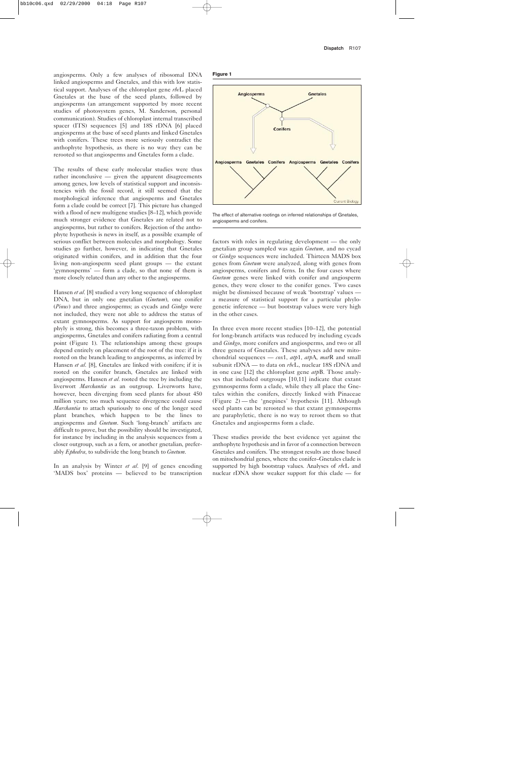angiosperms. Only a few analyses of ribosomal DNA linked angiosperms and Gnetales, and this with low statistical support. Analyses of the chloroplast gene *rbc*L placed Gnetales at the base of the seed plants, followed by angiosperms (an arrangement supported by more recent studies of photosystem genes, M. Sanderson, personal communication). Studies of chloroplast internal transcribed spacer (ITS) sequences [5] and 18S rDNA [6] placed angiosperms at the base of seed plants and linked Gnetales with conifers. These trees more seriously contradict the anthophyte hypothesis, as there is no way they can be rerooted so that angiosperms and Gnetales form a clade.

The results of these early molecular studies were thus rather inconclusive — given the apparent disagreements among genes, low levels of statistical support and inconsistencies with the fossil record, it still seemed that the morphological inference that angiosperms and Gnetales form a clade could be correct [7]. This picture has changed with a flood of new multigene studies [8–12], which provide much stronger evidence that Gnetales are related not to angiosperms, but rather to conifers. Rejection of the anthophyte hypothesis is news in itself, as a possible example of serious conflict between molecules and morphology. Some studies go further, however, in indicating that Gnetales originated within conifers, and in addition that the four living non-angiosperm seed plant groups — the extant 'gymnosperms' — form a clade, so that none of them is more closely related than any other to the angiosperms.

Hansen *et al*. [8] studied a very long sequence of chloroplast DNA, but in only one gnetalian (*Gnetum*), one conifer (*Pinus*) and three angiosperms; as cycads and *Ginkgo* were not included, they were not able to address the status of extant gymnosperms. As support for angiosperm monophyly is strong, this becomes a three-taxon problem, with angiosperms, Gnetales and conifers radiating from a central point (Figure 1). The relationships among these groups depend entirely on placement of the root of the tree: if it is rooted on the branch leading to angiosperms, as inferred by Hansen *et al*. [8], Gnetales are linked with conifers; if it is rooted on the conifer branch, Gnetales are linked with angiosperms. Hansen *et al*. rooted the tree by including the liverwort *Marchantia* as an outgroup. Liverworts have, however, been diverging from seed plants for about 450 million years; too much sequence divergence could cause *Marchantia* to attach spuriously to one of the longer seed plant branches, which happen to be the lines to angiosperms and *Gnetum*. Such 'long-branch' artifacts are difficult to prove, but the possibility should be investigated, for instance by including in the analysis sequences from a closer outgroup, such as a fern, or another gnetalian, preferably *Ephedra*, to subdivide the long branch to *Gnetum*.

In an analysis by Winter *et al*. [9] of genes encoding 'MADS box' proteins — believed to be transcription

**Figure 1**

The effect of alternative rootings on inferred relationships of Gnetales, angiosperms and conifers.

factors with roles in regulating development — the only gnetalian group sampled was again *Gnetum*, and no cycad or *Ginkgo* sequences were included. Thirteen MADS box genes from *Gnetum* were analyzed, along with genes from angiosperms, conifers and ferns. In the four cases where *Gnetum* genes were linked with conifer and angiosperm genes, they were closer to the conifer genes. Two cases might be dismissed because of weak 'bootstrap' values — a measure of statistical support for a particular phylogenetic inference — but bootstrap values were very high in the other cases.

In three even more recent studies [10–12], the potential for long-branch artifacts was reduced by including cycads and *Ginkgo*, more conifers and angiosperms, and two or all three genera of Gnetales. These analyses add new mitochondrial sequences — *cox*1, *atp*1, *atp*A, *mat*R and small subunit rDNA — to data on *rbc*L, nuclear 18S rDNA and in one case [12] the chloroplast gene *atp*B. Those analyses that included outgroups [10,11] indicate that extant gymnosperms form a clade, while they all place the Gnetales within the conifers, directly linked with Pinaceae (Figure 2) — the 'gnepines' hypothesis [11]. Although seed plants can be rerooted so that extant gymnosperms are paraphyletic, there is no way to reroot them so that Gnetales and angiosperms form a clade.

These studies provide the best evidence yet against the anthophyte hypothesis and in favor of a connection between Gnetales and conifers. The strongest results are those based on mitochondrial genes, where the conifer–Gnetales clade is supported by high bootstrap values. Analyses of *rbc*L and nuclear rDNA show weaker support for this clade — for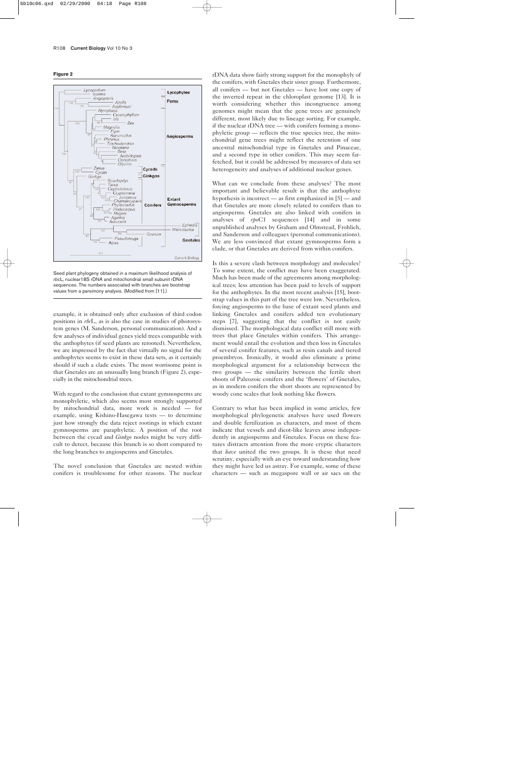**Figure 2**

Seed plant phylogeny obtained in a maximum likelihood analysis of *rbc*L, nuclear18S rDNA and mitochondrial small subunit rDNA sequences. The numbers associated with branches are bootstrap values from a parsimony analysis. (Modified from [11].)

example, it is obtained only after exclusion of third codon positions in *rbc*L, as is also the case in studies of photosystem genes (M. Sanderson, personal communication). And a few analyses of individual genes yield trees compatible with the anthophytes (if seed plants are rerooted). Nevertheless, we are impressed by the fact that virtually no signal for the anthophytes seems to exist in these data sets, as it certainly should if such a clade exists. The most worrisome point is that Gnetales are an unusually long branch (Figure 2), especially in the mitochondrial trees.

With regard to the conclusion that extant gymnosperms are monophyletic, which also seems most strongly supported by mitochondrial data, more work is needed — for example, using Kishino-Hasegawa tests — to determine just how strongly the data reject rootings in which extant gymnosperms are paraphyletic. A position of the root between the cycad and *Ginkgo* nodes might be very difficult to detect, because this branch is so short compared to the long branches to angiosperms and Gnetales.

The novel conclusion that Gnetales are nested within conifers is troublesome for other reasons. The nuclear rDNA data show fairly strong support for the monophyly of the conifers, with Gnetales their sister group. Furthermore, all conifers — but not Gnetales — have lost one copy of the inverted repeat in the chloroplast genome [13]. It is worth considering whether this incongruence among genomes might mean that the gene trees are genuinely different, most likely due to lineage sorting. For example, if the nuclear rDNA tree — with conifers forming a monophyletic group — reflects the true species tree, the mitochondrial gene trees might reflect the retention of one ancestral mitochondrial type in Gnetales and Pinaceae, and a second type in other conifers. This may seem far-fetched, but it could be addressed by measures of data set heterogeneity and analyses of additional nuclear genes.

What can we conclude from these analyses? The most important and believable result is that the anthophyte hypothesis is incorrect — as first emphasized in [5] — and that Gnetales are more closely related to conifers than to angiosperms. Gnetales are also linked with conifers in analyses of *rpo*C1 sequences [14] and in some unpublished analyses by Graham and Olmstead, Frohlich, and Sanderson and colleagues (personal communications). We are less convinced that extant gymnosperms form a clade, or that Gnetales are derived from within conifers.

Is this a severe clash between morphology and molecules? To some extent, the conflict may have been exaggerated. Much has been made of the agreements among morphological trees; less attention has been paid to levels of support for the anthophytes. In the most recent analysis [15], bootstrap values in this part of the tree were low. Nevertheless, forcing angiosperms to the base of extant seed plants and linking Gnetales and conifers added ten evolutionary steps [7], suggesting that the conflict is not easily dismissed. The morphological data conflict still more with trees that place Gnetales within conifers. This arrangement would entail the evolution and then loss in Gnetales of several conifer features, such as resin canals and tiered proembryos. Ironically, it would also eliminate a prime morphological argument for a relationship between the two groups — the similarity between the fertile short shoots of Paleozoic conifers and the 'flowers' of Gnetales, as in modern conifers the short shoots are represented by woody cone scales that look nothing like flowers.

Contrary to what has been implied in some articles, few morphological phylogenetic analyses have used flowers and double fertilization as characters, and most of them indicate that vessels and dicot-like leaves arose independently in angiosperms and Gnetales. Focus on these features distracts attention from the more cryptic characters that *have* united the two groups. It is these that need scrutiny, especially with an eye toward understanding how they might have led us astray. For example, some of these characters — such as megaspore wall or air sacs on the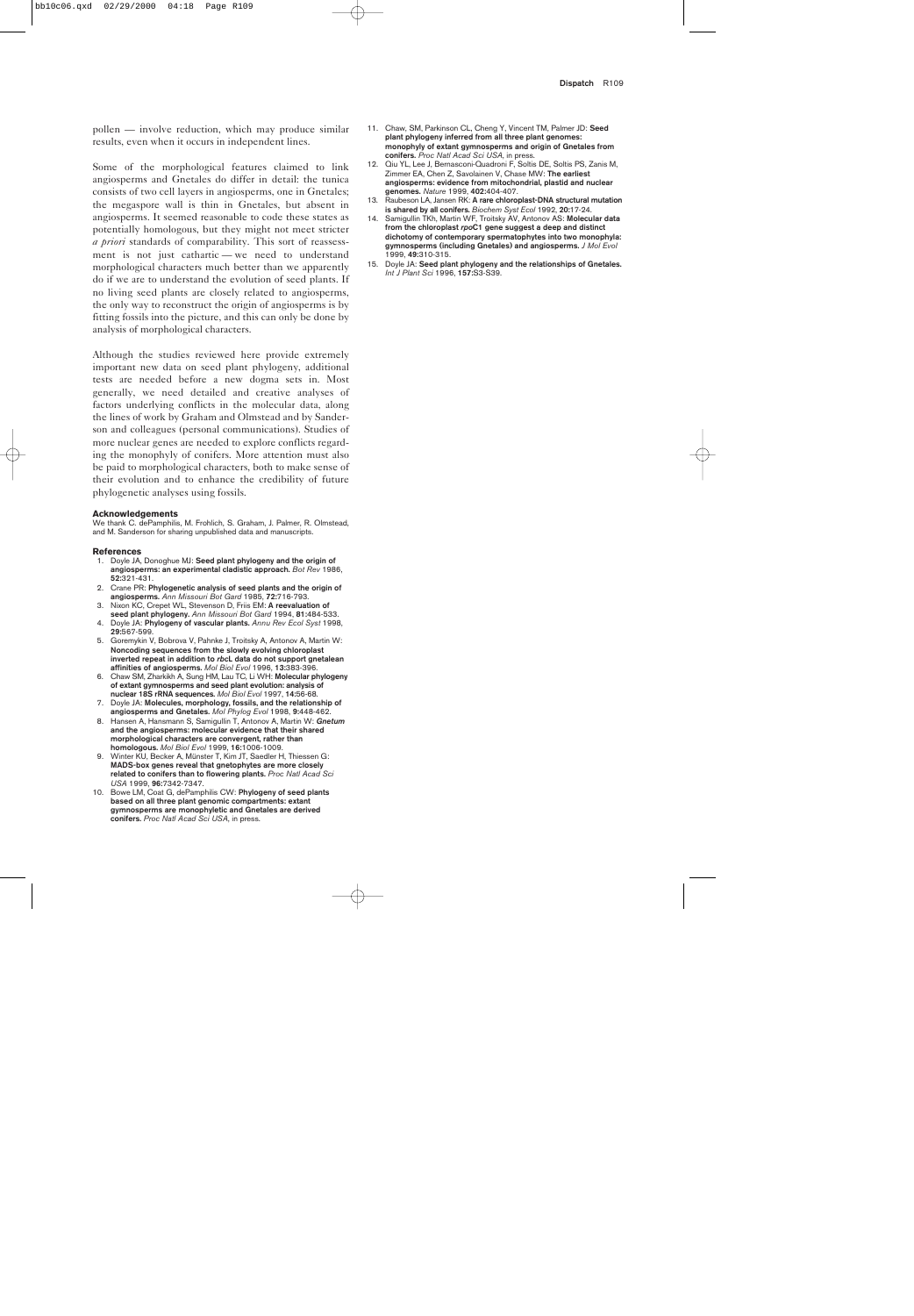pollen — involve reduction, which may produce similar results, even when it occurs in independent lines.

Some of the morphological features claimed to link angiosperms and Gnetales do differ in detail: the tunica consists of two cell layers in angiosperms, one in Gnetales; the megaspore wall is thin in Gnetales, but absent in angiosperms. It seemed reasonable to code these states as potentially homologous, but they might not meet stricter *a priori* standards of comparability. This sort of reassessment is not just cathartic — we need to understand morphological characters much better than we apparently do if we are to understand the evolution of seed plants. If no living seed plants are closely related to angiosperms, the only way to reconstruct the origin of angiosperms is by fitting fossils into the picture, and this can only be done by analysis of morphological characters.

Although the studies reviewed here provide extremely important new data on seed plant phylogeny, additional tests are needed before a new dogma sets in. Most generally, we need detailed and creative analyses of factors underlying conflicts in the molecular data, along the lines of work by Graham and Olmstead and by Sanderson and colleagues (personal communications). Studies of more nuclear genes are needed to explore conflicts regarding the monophyly of conifers. More attention must also be paid to morphological characters, both to make sense of their evolution and to enhance the credibility of future phylogenetic analyses using fossils.

### Acknowledgements

We thank C. dePamphilis, M. Frohlich, S. Graham, J. Palmer, R. Olmstead, and M. Sanderson for sharing unpublished data and manuscripts.

### References

1. Doyle JA, Donoghue MJ: **Seed plant phylogeny and the origin of angiosperms: an experimental cladistic approach.** *Bot Rev* 1986, **52**:321-431.
2. Crane PR: **Phylogenetic analysis of seed plants and the origin of angiosperms.** *Ann Missouri Bot Gard* 1985, **72**:716-793.
3. Nixon KC, Crepet WL, Stevenson D, Friis EM: **A reevaluation of seed plant phylogeny.** *Ann Missouri Bot Gard* 1994, **81**:484-533.
4. Doyle JA: **Phylogeny of vascular plants.** *Annu Rev Ecol Syst* 1998, **29**:567-599.
5. Goremykin V, Bobrova V, Pahnke J, Troitsky A, Antonov A, Martin W: **Noncoding sequences from the slowly evolving chloroplast inverted repeat in addition to *rbc*L data do not support gnetalean affinities of angiosperms.** *Mol Biol Evol* 1996, **13**:383-396.
6. Chaw SM, Zharkikh A, Sung HM, Lau TC, Li WH: **Molecular phylogeny of extant gymnosperms and seed plant evolution: analysis of nuclear 18S rRNA sequences.** *Mol Biol Evol* 1997, **14**:56-68.
7. Doyle JA: **Molecules, morphology, fossils, and the relationship of angiosperms and Gnetales.** *Mol Phylog Evol* 1998, **9**:448-462.
8. Hansen A, Hansmann S, Samigullin T, Antonov A, Martin W: ***Gnetum* and the angiosperms: molecular evidence that their shared morphological characters are convergent, rather than homologous.** *Mol Biol Evol* 1999, **16**:1006-1009.
9. Winter KU, Becker A, Münster T, Kim JT, Saedler H, Thiessen G: **MADS-box genes reveal that gnetophytes are more closely related to conifers than to flowering plants.** *Proc Natl Acad Sci USA* 1999, **96**:7342-7347.
10. Bowe LM, Coat G, dePamphilis CW: **Phylogeny of seed plants based on all three plant genomic compartments: extant gymnosperms are monophyletic and Gnetales are derived conifers.** *Proc Natl Acad Sci USA*, in press.
11. Chaw, SM, Parkinson CL, Cheng Y, Vincent TM, Palmer JD: **Seed plant phylogeny inferred from all three plant genomes: monophyly of extant gymnosperms and origin of Gnetales from conifers.** *Proc Natl Acad Sci USA*, in press.
12. Qiu YL, Lee J, Bernasconi-Quadroni F, Soltis DE, Soltis PS, Zanis M, Zimmer EA, Chen Z, Savolainen V, Chase MW: **The earliest angiosperms: evidence from mitochondrial, plastid and nuclear genomes.** *Nature* 1999, **402**:404-407.
13. Raubeson LA, Jansen RK: **A rare chloroplast-DNA structural mutation is shared by all conifers.** *Biochem Syst Ecol* 1992, **20**:17-24.
14. Samigullin TKh, Martin WF, Troitsky AV, Antonov AS: **Molecular data from the chloroplast *rpo*C1 gene suggest a deep and distinct dichotomy of contemporary spermatophytes into two monophyla: gymnosperms (including Gnetales) and angiosperms.** *J Mol Evol* 1999, **49**:310-315.
15. Doyle JA: **Seed plant phylogeny and the relationships of Gnetales.** *Int J Plant Sci* 1996, **157**:S3-S39.